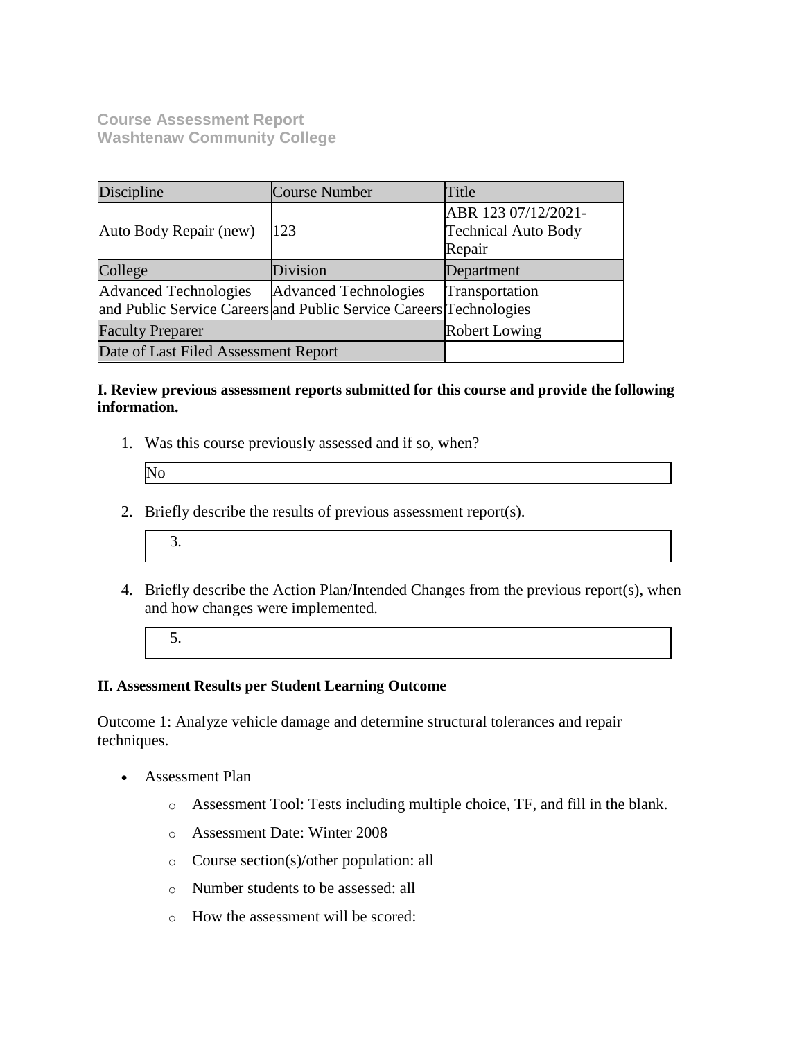**Course Assessment Report**
**Washtenaw Community College**

| Discipline | Course Number | Title |
| --- | --- | --- |
| Auto Body Repair (new) | 123 | ABR 123 07/12/2021-Technical Auto Body Repair |
| College | Division | Department |
| Advanced Technologies and Public Service Careers | Advanced Technologies and Public Service Careers | Transportation Technologies |
| Faculty Preparer | | Robert Lowing |
| Date of Last Filed Assessment Report | | |

**I. Review previous assessment reports submitted for this course and provide the following information.**

1. Was this course previously assessed and if so, when?

   No

2. Briefly describe the results of previous assessment report(s).

   3.

4. Briefly describe the Action Plan/Intended Changes from the previous report(s), when and how changes were implemented.

   5.

**II. Assessment Results per Student Learning Outcome**

Outcome 1: Analyze vehicle damage and determine structural tolerances and repair techniques.

- Assessment Plan
  - Assessment Tool: Tests including multiple choice, TF, and fill in the blank.
  - Assessment Date: Winter 2008
  - Course section(s)/other population: all
  - Number students to be assessed: all
  - How the assessment will be scored: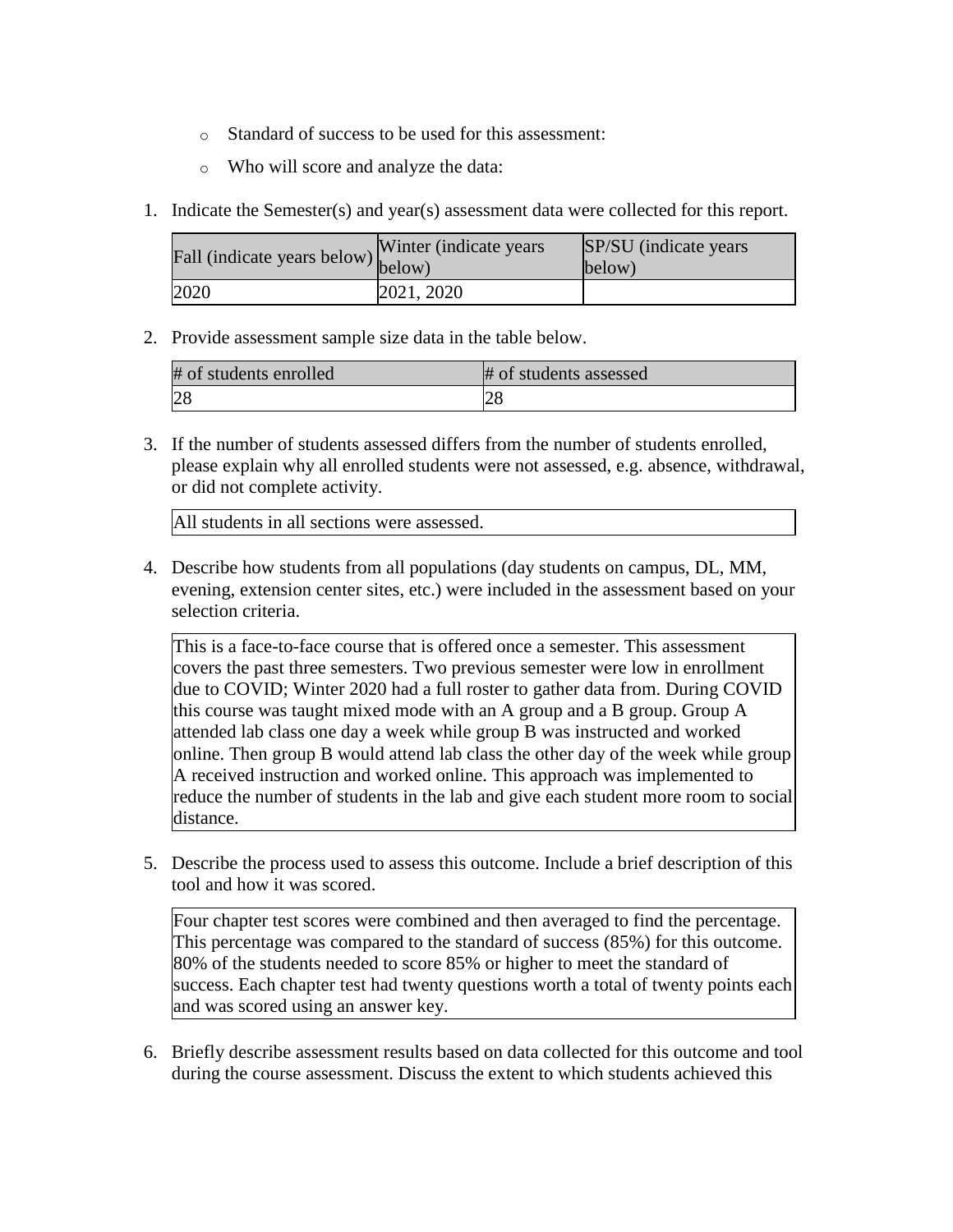- Standard of success to be used for this assessment:
- Who will score and analyze the data:

1. Indicate the Semester(s) and year(s) assessment data were collected for this report.

| Fall (indicate years below) | Winter (indicate years below) | SP/SU (indicate years below) |
| --- | --- | --- |
| 2020 | 2021, 2020 | |

2. Provide assessment sample size data in the table below.

| # of students enrolled | # of students assessed |
| --- | --- |
| 28 | 28 |

3. If the number of students assessed differs from the number of students enrolled, please explain why all enrolled students were not assessed, e.g. absence, withdrawal, or did not complete activity.

| All students in all sections were assessed. |
| --- |

4. Describe how students from all populations (day students on campus, DL, MM, evening, extension center sites, etc.) were included in the assessment based on your selection criteria.

| This is a face-to-face course that is offered once a semester. This assessment covers the past three semesters. Two previous semester were low in enrollment due to COVID; Winter 2020 had a full roster to gather data from. During COVID this course was taught mixed mode with an A group and a B group. Group A attended lab class one day a week while group B was instructed and worked online. Then group B would attend lab class the other day of the week while group A received instruction and worked online. This approach was implemented to reduce the number of students in the lab and give each student more room to social distance. |
| --- |

5. Describe the process used to assess this outcome. Include a brief description of this tool and how it was scored.

| Four chapter test scores were combined and then averaged to find the percentage. This percentage was compared to the standard of success (85%) for this outcome. 80% of the students needed to score 85% or higher to meet the standard of success. Each chapter test had twenty questions worth a total of twenty points each and was scored using an answer key. |
| --- |

6. Briefly describe assessment results based on data collected for this outcome and tool during the course assessment. Discuss the extent to which students achieved this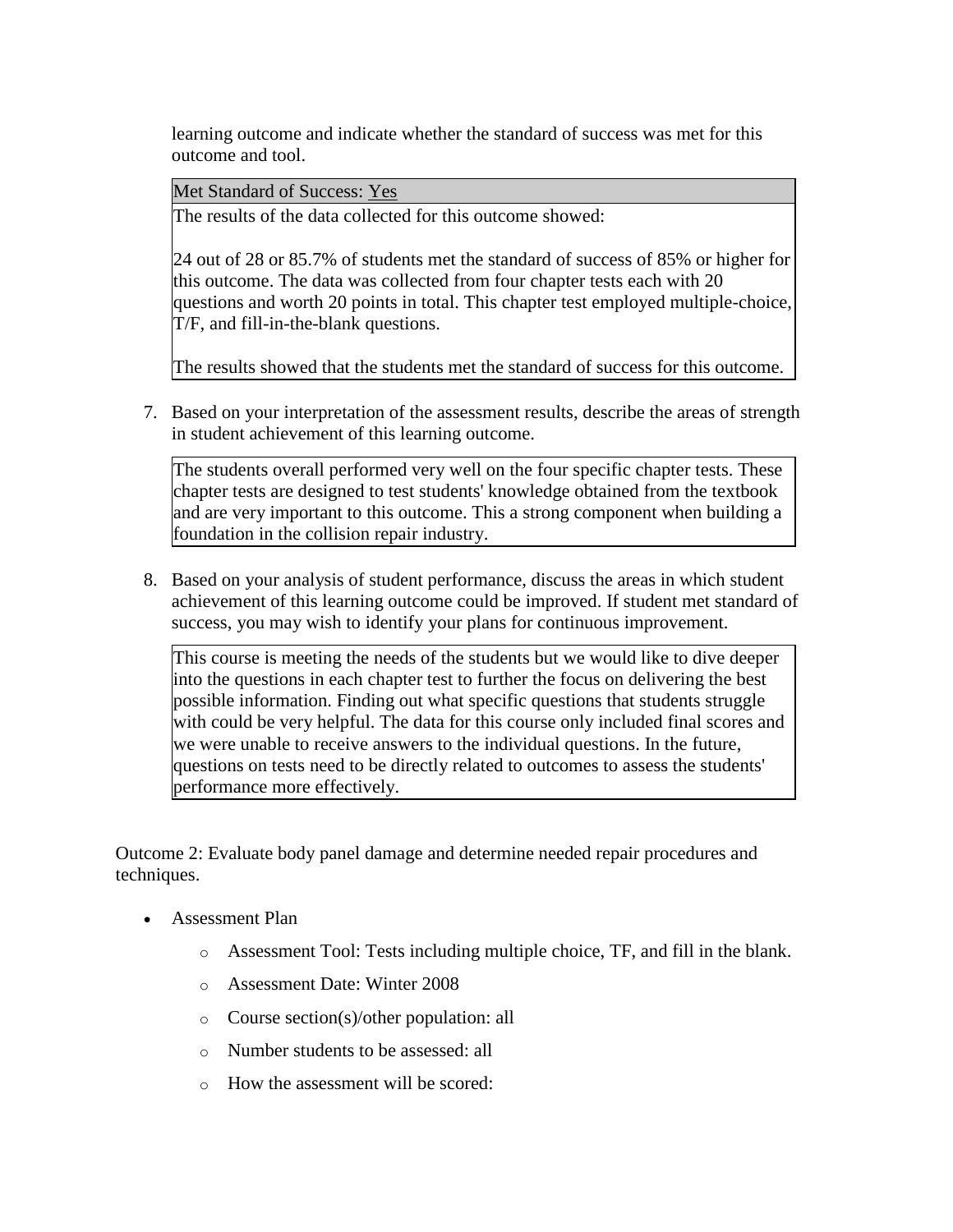learning outcome and indicate whether the standard of success was met for this outcome and tool.

| Met Standard of Success: Yes |
| --- |
| The results of the data collected for this outcome showed:<br><br>24 out of 28 or 85.7% of students met the standard of success of 85% or higher for this outcome. The data was collected from four chapter tests each with 20 questions and worth 20 points in total. This chapter test employed multiple-choice, T/F, and fill-in-the-blank questions.<br><br>The results showed that the students met the standard of success for this outcome. |

7. Based on your interpretation of the assessment results, describe the areas of strength in student achievement of this learning outcome.

| The students overall performed very well on the four specific chapter tests. These chapter tests are designed to test students' knowledge obtained from the textbook and are very important to this outcome. This a strong component when building a foundation in the collision repair industry. |
| --- |

8. Based on your analysis of student performance, discuss the areas in which student achievement of this learning outcome could be improved. If student met standard of success, you may wish to identify your plans for continuous improvement.

| This course is meeting the needs of the students but we would like to dive deeper into the questions in each chapter test to further the focus on delivering the best possible information. Finding out what specific questions that students struggle with could be very helpful. The data for this course only included final scores and we were unable to receive answers to the individual questions. In the future, questions on tests need to be directly related to outcomes to assess the students' performance more effectively. |
| --- |

Outcome 2: Evaluate body panel damage and determine needed repair procedures and techniques.

- Assessment Plan
  - Assessment Tool: Tests including multiple choice, TF, and fill in the blank.
  - Assessment Date: Winter 2008
  - Course section(s)/other population: all
  - Number students to be assessed: all
  - How the assessment will be scored: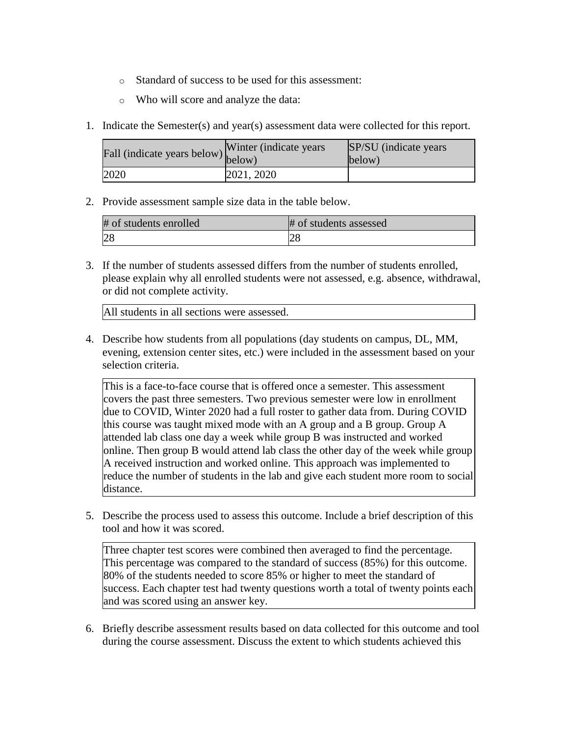- Standard of success to be used for this assessment:
- Who will score and analyze the data:

1. Indicate the Semester(s) and year(s) assessment data were collected for this report.

| Fall (indicate years below) | Winter (indicate years below) | SP/SU (indicate years below) |
|---|---|---|
| 2020 | 2021, 2020 | |

2. Provide assessment sample size data in the table below.

| # of students enrolled | # of students assessed |
|---|---|
| 28 | 28 |

3. If the number of students assessed differs from the number of students enrolled, please explain why all enrolled students were not assessed, e.g. absence, withdrawal, or did not complete activity.

| All students in all sections were assessed. |
|---|

4. Describe how students from all populations (day students on campus, DL, MM, evening, extension center sites, etc.) were included in the assessment based on your selection criteria.

| This is a face-to-face course that is offered once a semester. This assessment covers the past three semesters. Two previous semester were low in enrollment due to COVID, Winter 2020 had a full roster to gather data from. During COVID this course was taught mixed mode with an A group and a B group. Group A attended lab class one day a week while group B was instructed and worked online. Then group B would attend lab class the other day of the week while group A received instruction and worked online. This approach was implemented to reduce the number of students in the lab and give each student more room to social distance. |
|---|

5. Describe the process used to assess this outcome. Include a brief description of this tool and how it was scored.

| Three chapter test scores were combined then averaged to find the percentage. This percentage was compared to the standard of success (85%) for this outcome. 80% of the students needed to score 85% or higher to meet the standard of success. Each chapter test had twenty questions worth a total of twenty points each and was scored using an answer key. |
|---|

6. Briefly describe assessment results based on data collected for this outcome and tool during the course assessment. Discuss the extent to which students achieved this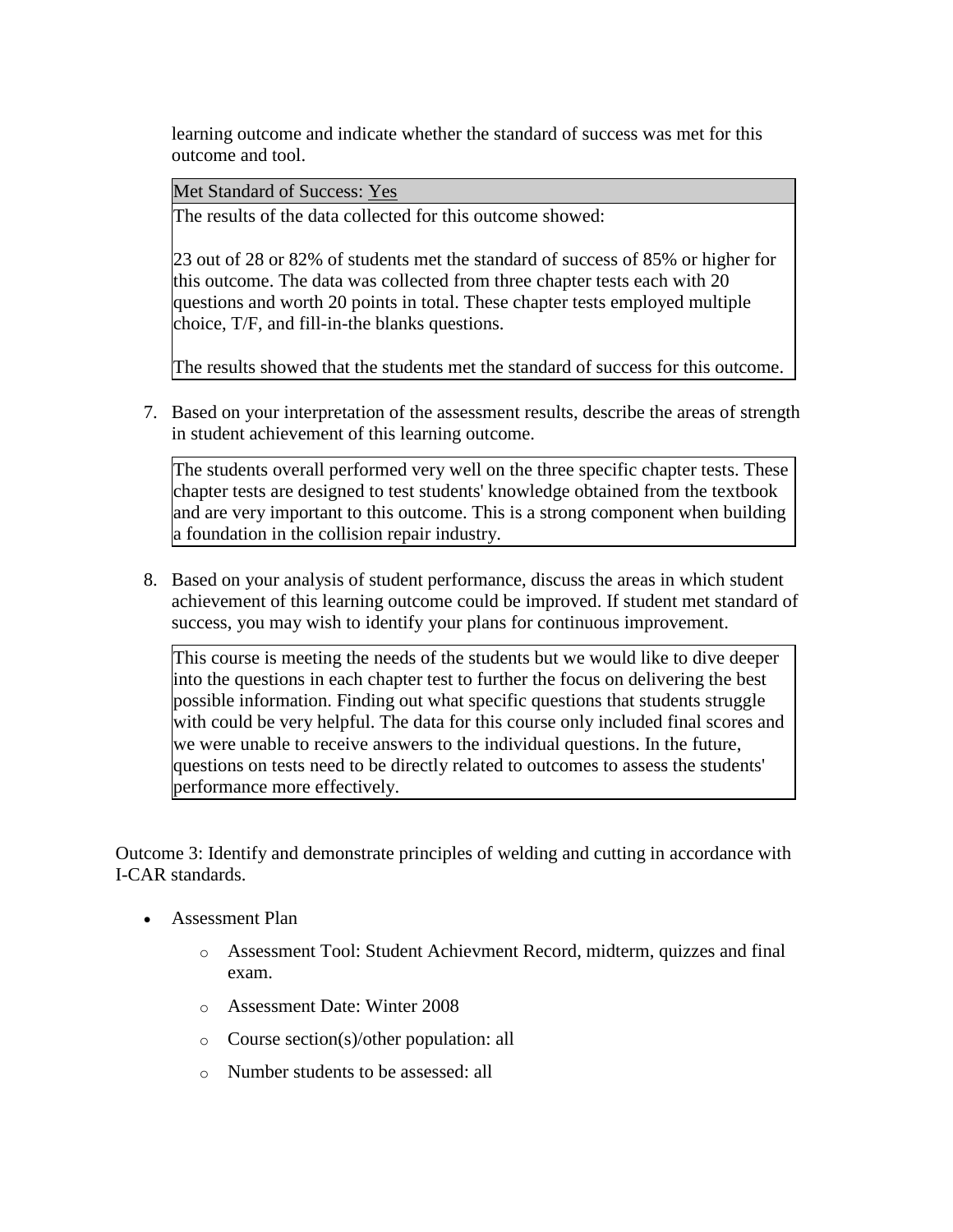learning outcome and indicate whether the standard of success was met for this outcome and tool.

| Met Standard of Success: Yes |
|---|
| The results of the data collected for this outcome showed:<br><br>23 out of 28 or 82% of students met the standard of success of 85% or higher for this outcome. The data was collected from three chapter tests each with 20 questions and worth 20 points in total. These chapter tests employed multiple choice, T/F, and fill-in-the blanks questions.<br><br>The results showed that the students met the standard of success for this outcome. |

7. Based on your interpretation of the assessment results, describe the areas of strength in student achievement of this learning outcome.

| The students overall performed very well on the three specific chapter tests. These chapter tests are designed to test students' knowledge obtained from the textbook and are very important to this outcome. This is a strong component when building a foundation in the collision repair industry. |
|---|

8. Based on your analysis of student performance, discuss the areas in which student achievement of this learning outcome could be improved. If student met standard of success, you may wish to identify your plans for continuous improvement.

| This course is meeting the needs of the students but we would like to dive deeper into the questions in each chapter test to further the focus on delivering the best possible information. Finding out what specific questions that students struggle with could be very helpful. The data for this course only included final scores and we were unable to receive answers to the individual questions. In the future, questions on tests need to be directly related to outcomes to assess the students' performance more effectively. |
|---|

Outcome 3: Identify and demonstrate principles of welding and cutting in accordance with I-CAR standards.

- Assessment Plan
  - Assessment Tool: Student Achievment Record, midterm, quizzes and final exam.
  - Assessment Date: Winter 2008
  - Course section(s)/other population: all
  - Number students to be assessed: all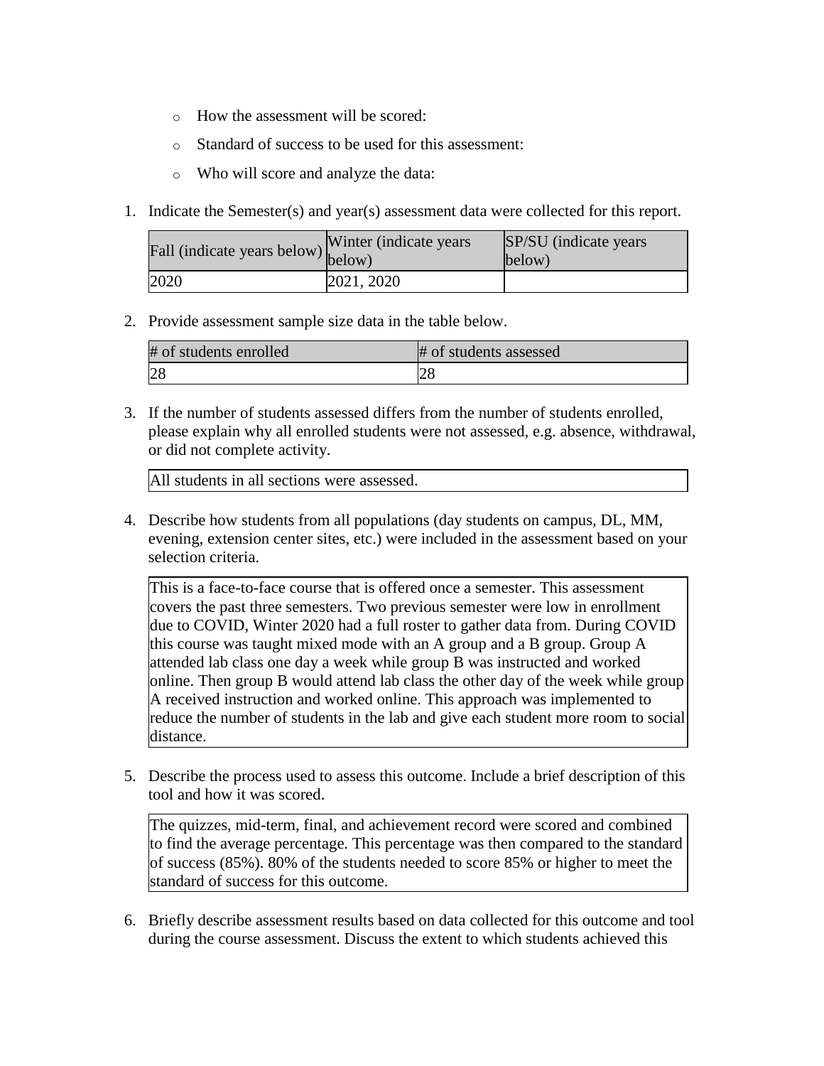- How the assessment will be scored:
- Standard of success to be used for this assessment:
- Who will score and analyze the data:

1. Indicate the Semester(s) and year(s) assessment data were collected for this report.

| Fall (indicate years below) | Winter (indicate years below) | SP/SU (indicate years below) |
| --- | --- | --- |
| 2020 | 2021, 2020 | |

2. Provide assessment sample size data in the table below.

| # of students enrolled | # of students assessed |
| --- | --- |
| 28 | 28 |

3. If the number of students assessed differs from the number of students enrolled, please explain why all enrolled students were not assessed, e.g. absence, withdrawal, or did not complete activity.

| All students in all sections were assessed. |
| --- |

4. Describe how students from all populations (day students on campus, DL, MM, evening, extension center sites, etc.) were included in the assessment based on your selection criteria.

| This is a face-to-face course that is offered once a semester. This assessment covers the past three semesters. Two previous semester were low in enrollment due to COVID, Winter 2020 had a full roster to gather data from. During COVID this course was taught mixed mode with an A group and a B group. Group A attended lab class one day a week while group B was instructed and worked online. Then group B would attend lab class the other day of the week while group A received instruction and worked online. This approach was implemented to reduce the number of students in the lab and give each student more room to social distance. |
| --- |

5. Describe the process used to assess this outcome. Include a brief description of this tool and how it was scored.

| The quizzes, mid-term, final, and achievement record were scored and combined to find the average percentage. This percentage was then compared to the standard of success (85%). 80% of the students needed to score 85% or higher to meet the standard of success for this outcome. |
| --- |

6. Briefly describe assessment results based on data collected for this outcome and tool during the course assessment. Discuss the extent to which students achieved this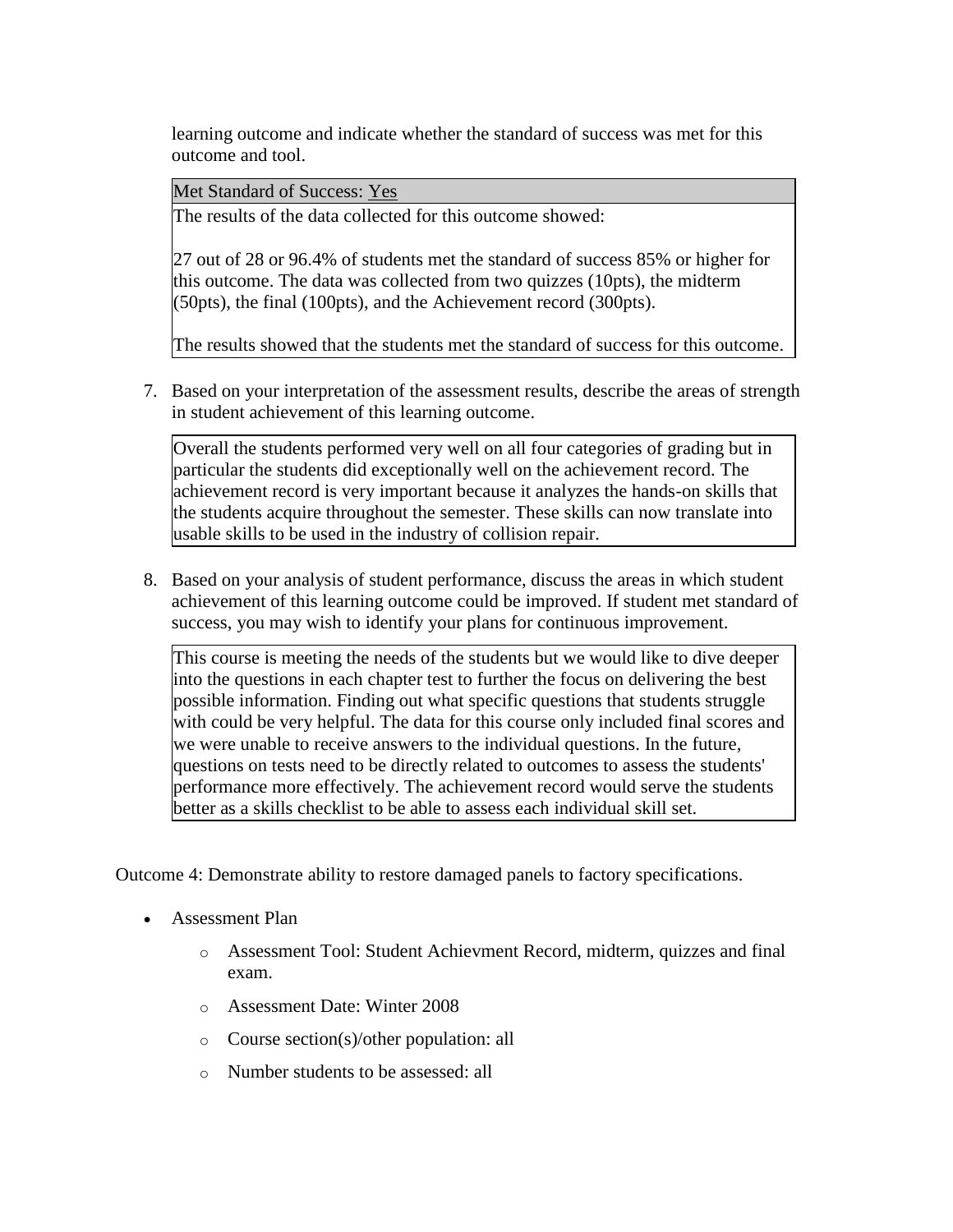learning outcome and indicate whether the standard of success was met for this outcome and tool.

| Met Standard of Success: <u>Yes</u> |
| --- |
| The results of the data collected for this outcome showed:<br><br>27 out of 28 or 96.4% of students met the standard of success 85% or higher for this outcome. The data was collected from two quizzes (10pts), the midterm (50pts), the final (100pts), and the Achievement record (300pts).<br><br>The results showed that the students met the standard of success for this outcome. |

7. Based on your interpretation of the assessment results, describe the areas of strength in student achievement of this learning outcome.

| Overall the students performed very well on all four categories of grading but in particular the students did exceptionally well on the achievement record. The achievement record is very important because it analyzes the hands-on skills that the students acquire throughout the semester. These skills can now translate into usable skills to be used in the industry of collision repair. |
| --- |

8. Based on your analysis of student performance, discuss the areas in which student achievement of this learning outcome could be improved. If student met standard of success, you may wish to identify your plans for continuous improvement.

| This course is meeting the needs of the students but we would like to dive deeper into the questions in each chapter test to further the focus on delivering the best possible information. Finding out what specific questions that students struggle with could be very helpful. The data for this course only included final scores and we were unable to receive answers to the individual questions. In the future, questions on tests need to be directly related to outcomes to assess the students' performance more effectively. The achievement record would serve the students better as a skills checklist to be able to assess each individual skill set. |
| --- |

Outcome 4: Demonstrate ability to restore damaged panels to factory specifications.

- Assessment Plan
  - Assessment Tool: Student Achievment Record, midterm, quizzes and final exam.
  - Assessment Date: Winter 2008
  - Course section(s)/other population: all
  - Number students to be assessed: all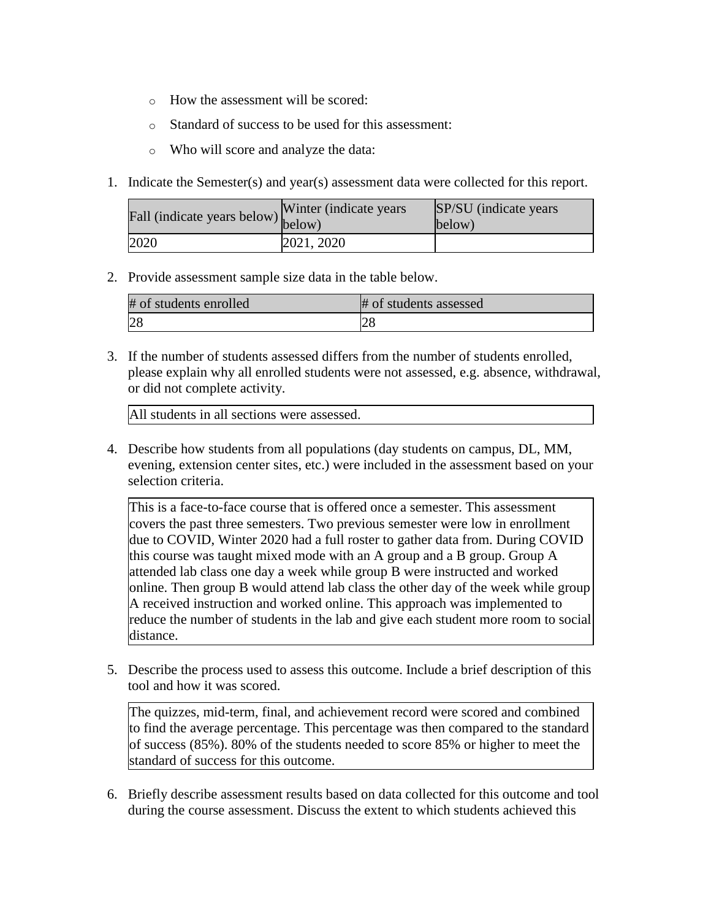- How the assessment will be scored:
- Standard of success to be used for this assessment:
- Who will score and analyze the data:

1. Indicate the Semester(s) and year(s) assessment data were collected for this report.

| Fall (indicate years below) | Winter (indicate years below) | SP/SU (indicate years below) |
|---|---|---|
| 2020 | 2021, 2020 | |

2. Provide assessment sample size data in the table below.

| # of students enrolled | # of students assessed |
|---|---|
| 28 | 28 |

3. If the number of students assessed differs from the number of students enrolled, please explain why all enrolled students were not assessed, e.g. absence, withdrawal, or did not complete activity.

| All students in all sections were assessed. |
|---|

4. Describe how students from all populations (day students on campus, DL, MM, evening, extension center sites, etc.) were included in the assessment based on your selection criteria.

| This is a face-to-face course that is offered once a semester. This assessment covers the past three semesters. Two previous semester were low in enrollment due to COVID, Winter 2020 had a full roster to gather data from. During COVID this course was taught mixed mode with an A group and a B group. Group A attended lab class one day a week while group B were instructed and worked online. Then group B would attend lab class the other day of the week while group A received instruction and worked online. This approach was implemented to reduce the number of students in the lab and give each student more room to social distance. |
|---|

5. Describe the process used to assess this outcome. Include a brief description of this tool and how it was scored.

| The quizzes, mid-term, final, and achievement record were scored and combined to find the average percentage. This percentage was then compared to the standard of success (85%). 80% of the students needed to score 85% or higher to meet the standard of success for this outcome. |
|---|

6. Briefly describe assessment results based on data collected for this outcome and tool during the course assessment. Discuss the extent to which students achieved this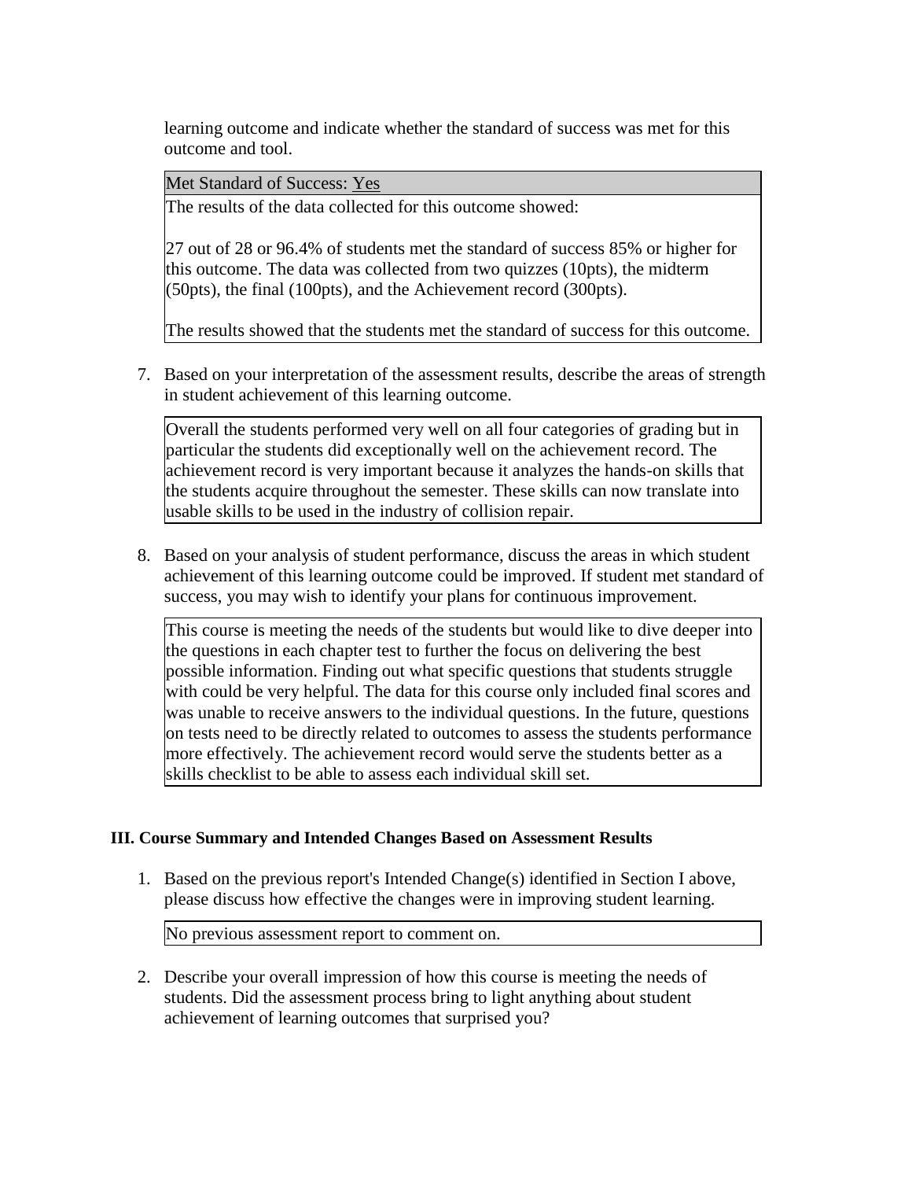learning outcome and indicate whether the standard of success was met for this outcome and tool.

| Met Standard of Success: Yes |
| --- |
| The results of the data collected for this outcome showed:<br><br>27 out of 28 or 96.4% of students met the standard of success 85% or higher for this outcome. The data was collected from two quizzes (10pts), the midterm (50pts), the final (100pts), and the Achievement record (300pts).<br><br>The results showed that the students met the standard of success for this outcome. |

7. Based on your interpretation of the assessment results, describe the areas of strength in student achievement of this learning outcome.

> Overall the students performed very well on all four categories of grading but in particular the students did exceptionally well on the achievement record. The achievement record is very important because it analyzes the hands-on skills that the students acquire throughout the semester. These skills can now translate into usable skills to be used in the industry of collision repair.

8. Based on your analysis of student performance, discuss the areas in which student achievement of this learning outcome could be improved. If student met standard of success, you may wish to identify your plans for continuous improvement.

> This course is meeting the needs of the students but would like to dive deeper into the questions in each chapter test to further the focus on delivering the best possible information. Finding out what specific questions that students struggle with could be very helpful. The data for this course only included final scores and was unable to receive answers to the individual questions. In the future, questions on tests need to be directly related to outcomes to assess the students performance more effectively. The achievement record would serve the students better as a skills checklist to be able to assess each individual skill set.

### III. Course Summary and Intended Changes Based on Assessment Results

1. Based on the previous report's Intended Change(s) identified in Section I above, please discuss how effective the changes were in improving student learning.

> No previous assessment report to comment on.

2. Describe your overall impression of how this course is meeting the needs of students. Did the assessment process bring to light anything about student achievement of learning outcomes that surprised you?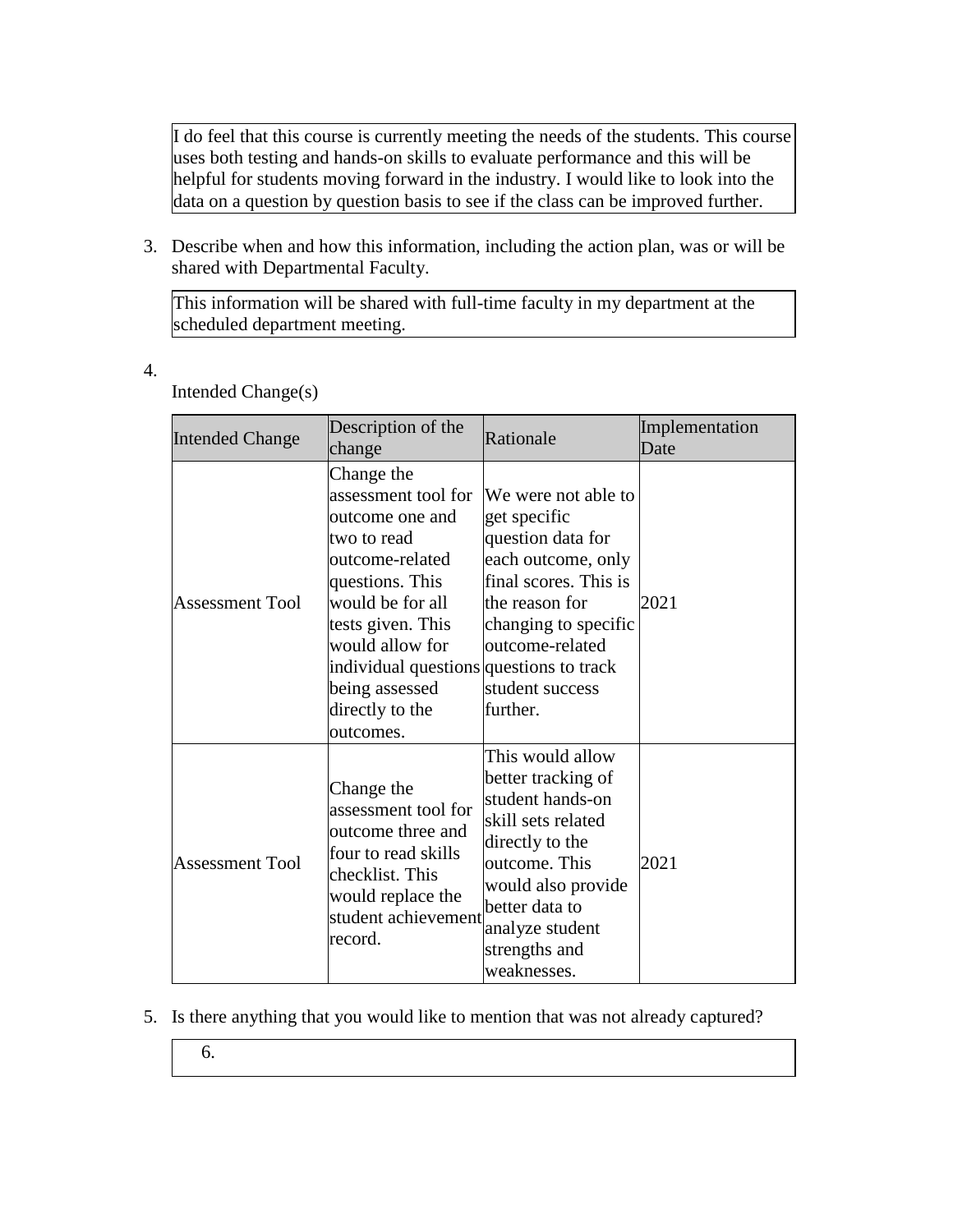I do feel that this course is currently meeting the needs of the students. This course uses both testing and hands-on skills to evaluate performance and this will be helpful for students moving forward in the industry. I would like to look into the data on a question by question basis to see if the class can be improved further.

3. Describe when and how this information, including the action plan, was or will be shared with Departmental Faculty.

This information will be shared with full-time faculty in my department at the scheduled department meeting.

4. Intended Change(s)

| Intended Change | Description of the change | Rationale | Implementation Date |
|---|---|---|---|
| Assessment Tool | Change the assessment tool for outcome one and two to read outcome-related questions. This would be for all tests given. This would allow for individual questions being assessed directly to the outcomes. | We were not able to get specific question data for each outcome, only final scores. This is the reason for changing to specific outcome-related questions to track student success further. | 2021 |
| Assessment Tool | Change the assessment tool for outcome three and four to read skills checklist. This would replace the student achievement record. | This would allow better tracking of student hands-on skill sets related directly to the outcome. This would also provide better data to analyze student strengths and weaknesses. | 2021 |

5. Is there anything that you would like to mention that was not already captured?

6.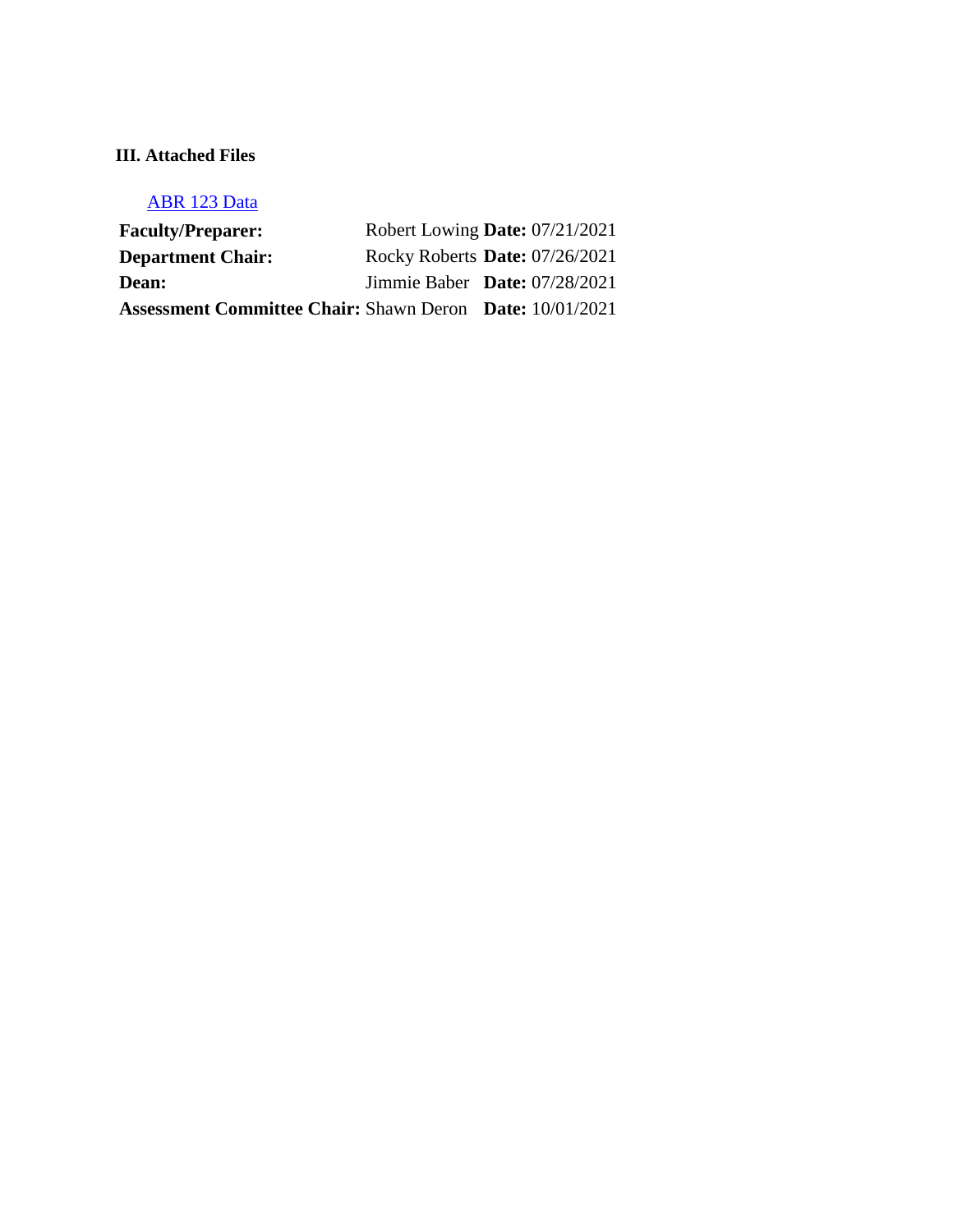### III. Attached Files

ABR 123 Data

| | | | |
|---|---|---|---|
| **Faculty/Preparer:** | Robert Lowing | **Date:** | 07/21/2021 |
| **Department Chair:** | Rocky Roberts | **Date:** | 07/26/2021 |
| **Dean:** | Jimmie Baber | **Date:** | 07/28/2021 |
| **Assessment Committee Chair:** | Shawn Deron | **Date:** | 10/01/2021 |